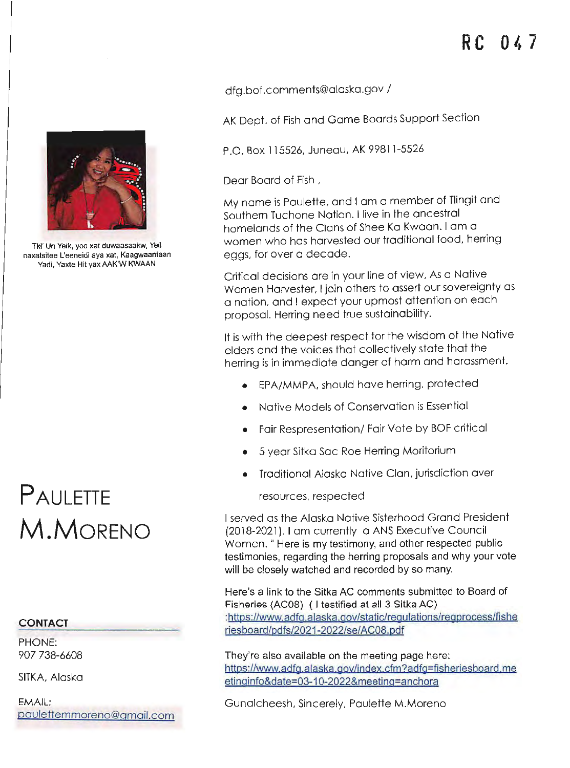RC 047

Tki' Un Yeik, yoo xat duwaasaakw, Yeil naxatsitee L'eeneidi aya xat, Kaagwaantaan Yadi, Yaxte Hit yax AAK'W KWAAN

# PAULETTE M.MORENO

**CONTACT**

PHONE:
907 738-6608

SITKA, Alaska

EMAIL:
paulettemmoreno@gmail.com

dfg.bof.comments@alaska.gov /

AK Dept. of Fish and Game Boards Support Section

P.O. Box 115526, Juneau, AK 99811-5526

Dear Board of Fish ,

My name is Paulette, and I am a member of Tlingit and Southern Tuchone Nation. I live in the ancestral homelands of the Clans of Shee Ka Kwaan. I am a women who has harvested our traditional food, herring eggs, for over a decade.

Critical decisions are in your line of view, As a Native Women Harvester, I join others to assert our sovereignty as a nation, and I expect your upmost attention on each proposal. Herring need true sustainability.

It is with the deepest respect for the wisdom of the Native elders and the voices that collectively state that the herring is in immediate danger of harm and harassment.

- EPA/MMPA, should have herring, protected
- Native Models of Conservation is Essential
- Fair Respresentation/ Fair Vote by BOF critical
- 5 year Sitka Sac Roe Herring Moritorium
- Traditional Alaska Native Clan, jurisdiction aver resources, respected

I served as the Alaska Native Sisterhood Grand President (2018-2021). I am currently a ANS Executive Council Women. " Here is my testimony, and other respected public testimonies, regarding the herring proposals and why your vote will be closely watched and recorded by so many.

Here's a link to the Sitka AC comments submitted to Board of Fisheries (AC08) ( I testified at all 3 Sitka AC) :https://www.adfg.alaska.gov/static/regulations/regprocess/fisheriesboard/pdfs/2021-2022/se/AC08.pdf

They're also available on the meeting page here: https://www.adfg.alaska.gov/index.cfm?adfg=fisheriesboard.meetinginfo&date=03-10-2022&meeting=anchora

Gunalcheesh, Sincerely, Paulette M.Moreno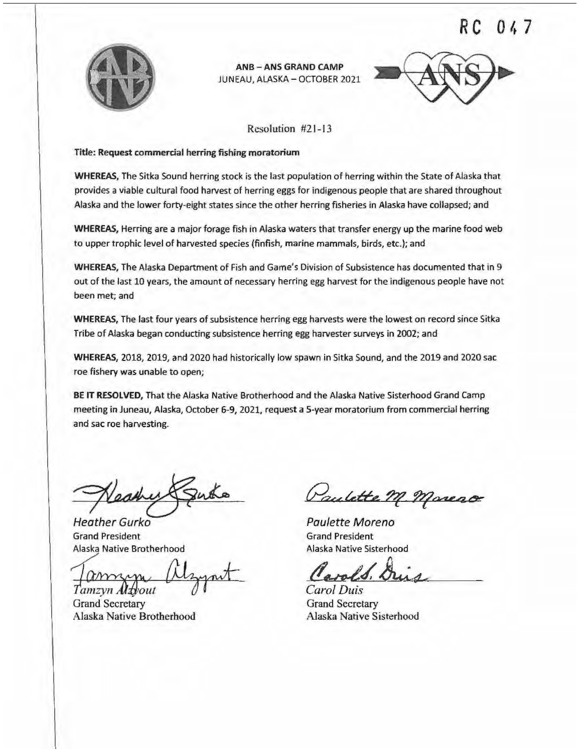RC 047

**ANB – ANS GRAND CAMP**
JUNEAU, ALASKA – OCTOBER 2021

Resolution #21-13

**Title: Request commercial herring fishing moratorium**

**WHEREAS,** The Sitka Sound herring stock is the last population of herring within the State of Alaska that provides a viable cultural food harvest of herring eggs for indigenous people that are shared throughout Alaska and the lower forty-eight states since the other herring fisheries in Alaska have collapsed; and

**WHEREAS,** Herring are a major forage fish in Alaska waters that transfer energy up the marine food web to upper trophic level of harvested species (finfish, marine mammals, birds, etc.); and

**WHEREAS,** The Alaska Department of Fish and Game's Division of Subsistence has documented that in 9 out of the last 10 years, the amount of necessary herring egg harvest for the indigenous people have not been met; and

**WHEREAS,** The last four years of subsistence herring egg harvests were the lowest on record since Sitka Tribe of Alaska began conducting subsistence herring egg harvester surveys in 2002; and

**WHEREAS,** 2018, 2019, and 2020 had historically low spawn in Sitka Sound, and the 2019 and 2020 sac roe fishery was unable to open;

**BE IT RESOLVED,** That the Alaska Native Brotherhood and the Alaska Native Sisterhood Grand Camp meeting in Juneau, Alaska, October 6-9, 2021, request a 5-year moratorium from commercial herring and sac roe harvesting.

*Heather Gurko*
Grand President
Alaska Native Brotherhood

*Paulette Moreno*
Grand President
Alaska Native Sisterhood

*Tamzyn Alzyout*
Grand Secretary
Alaska Native Brotherhood

*Carol Duis*
Grand Secretary
Alaska Native Sisterhood